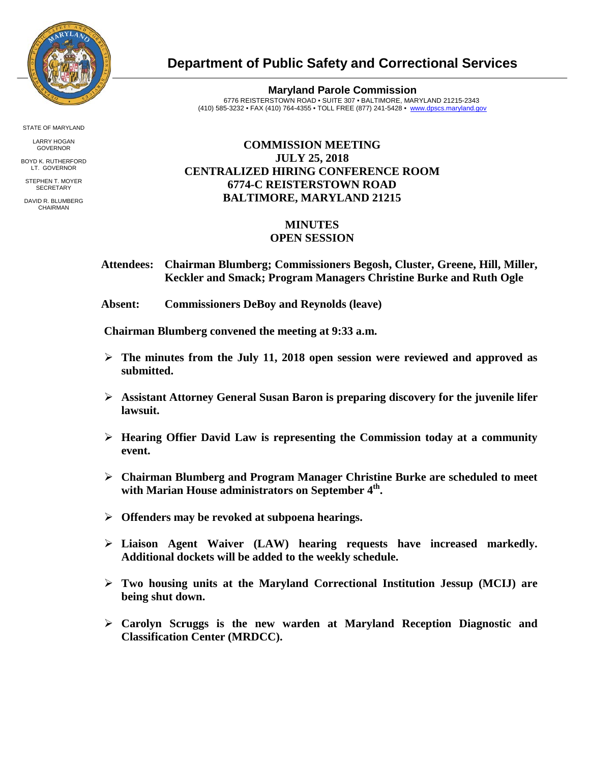# Department of Public Safety and Correctional Services

**Maryland Parole Commission**
6776 REISTERSTOWN ROAD • SUITE 307 • BALTIMORE, MARYLAND 21215-2343
(410) 585-3232 • FAX (410) 764-4355 • TOLL FREE (877) 241-5428 • www.dpscs.maryland.gov

STATE OF MARYLAND

LARRY HOGAN
GOVERNOR

BOYD K. RUTHERFORD
LT. GOVERNOR

STEPHEN T. MOYER
SECRETARY

DAVID R. BLUMBERG
CHAIRMAN

## COMMISSION MEETING
## JULY 25, 2018
## CENTRALIZED HIRING CONFERENCE ROOM
## 6774-C REISTERSTOWN ROAD
## BALTIMORE, MARYLAND 21215

## MINUTES
## OPEN SESSION

**Attendees:** **Chairman Blumberg; Commissioners Begosh, Cluster, Greene, Hill, Miller, Keckler and Smack; Program Managers Christine Burke and Ruth Ogle**

**Absent:** **Commissioners DeBoy and Reynolds (leave)**

**Chairman Blumberg convened the meeting at 9:33 a.m.**

- **The minutes from the July 11, 2018 open session were reviewed and approved as submitted.**
- **Assistant Attorney General Susan Baron is preparing discovery for the juvenile lifer lawsuit.**
- **Hearing Offier David Law is representing the Commission today at a community event.**
- **Chairman Blumberg and Program Manager Christine Burke are scheduled to meet with Marian House administrators on September 4th.**
- **Offenders may be revoked at subpoena hearings.**
- **Liaison Agent Waiver (LAW) hearing requests have increased markedly. Additional dockets will be added to the weekly schedule.**
- **Two housing units at the Maryland Correctional Institution Jessup (MCIJ) are being shut down.**
- **Carolyn Scruggs is the new warden at Maryland Reception Diagnostic and Classification Center (MRDCC).**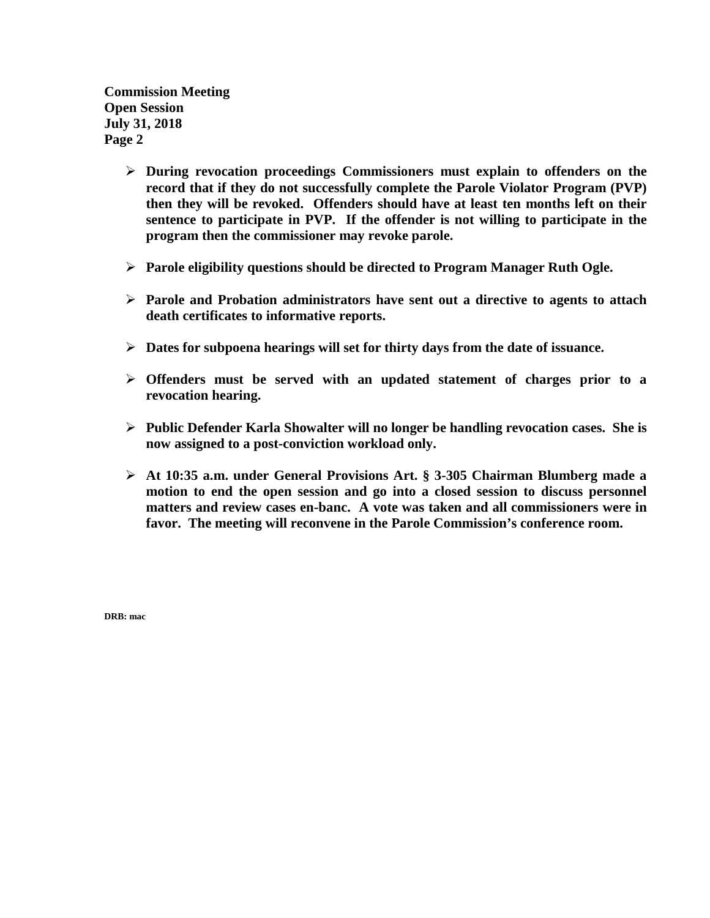- **During revocation proceedings Commissioners must explain to offenders on the record that if they do not successfully complete the Parole Violator Program (PVP) then they will be revoked. Offenders should have at least ten months left on their sentence to participate in PVP. If the offender is not willing to participate in the program then the commissioner may revoke parole.**

- **Parole eligibility questions should be directed to Program Manager Ruth Ogle.**

- **Parole and Probation administrators have sent out a directive to agents to attach death certificates to informative reports.**

- **Dates for subpoena hearings will set for thirty days from the date of issuance.**

- **Offenders must be served with an updated statement of charges prior to a revocation hearing.**

- **Public Defender Karla Showalter will no longer be handling revocation cases. She is now assigned to a post-conviction workload only.**

- **At 10:35 a.m. under General Provisions Art. § 3-305 Chairman Blumberg made a motion to end the open session and go into a closed session to discuss personnel matters and review cases en-banc. A vote was taken and all commissioners were in favor. The meeting will reconvene in the Parole Commission's conference room.**

**DRB: mac**